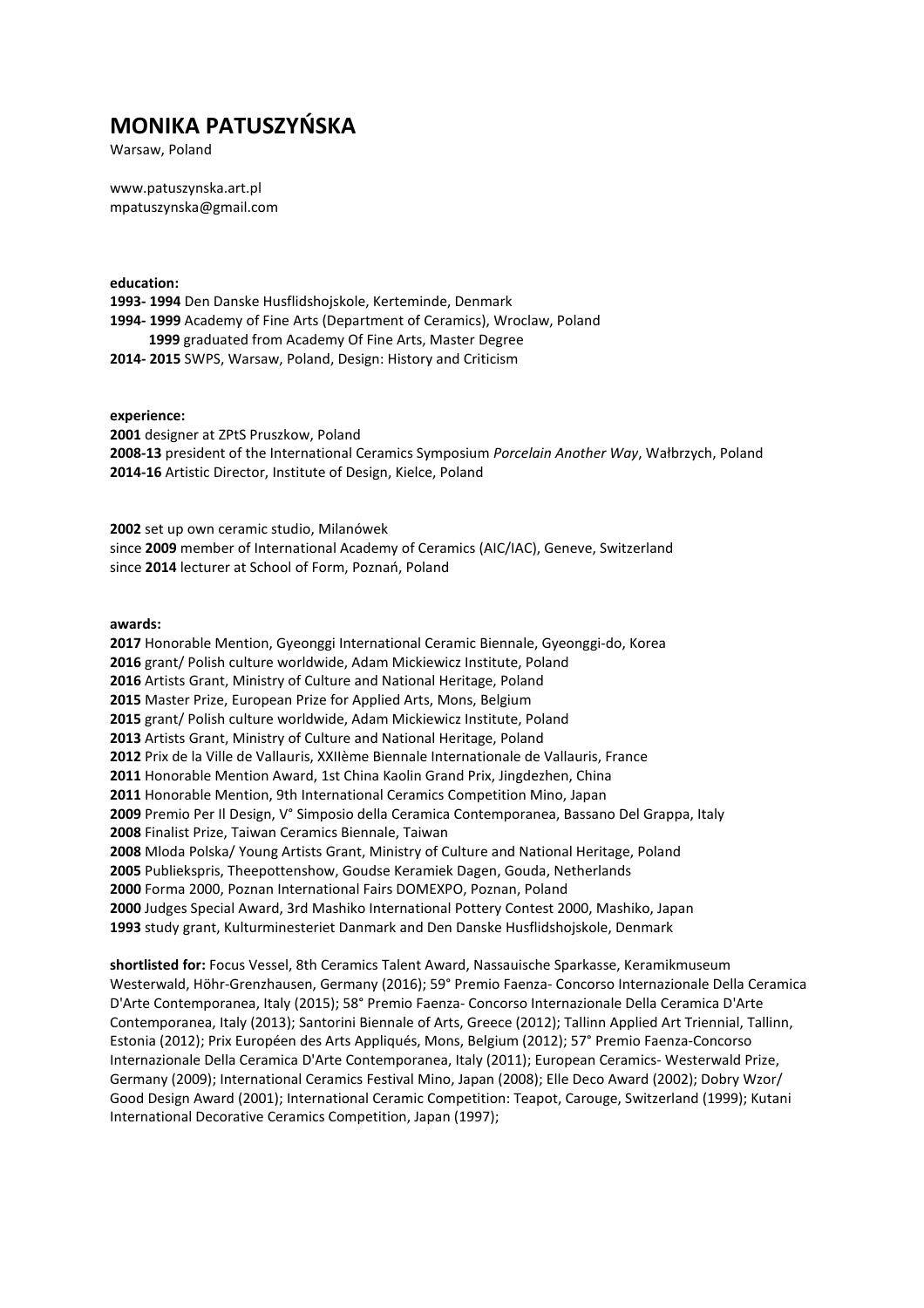# MONIKA PATUSZYŃSKA

Warsaw, Poland

www.patuszynska.art.pl
mpatuszynska@gmail.com

**education:**

**1993- 1994** Den Danske Husflidshojskole, Kerteminde, Denmark
**1994- 1999** Academy of Fine Arts (Department of Ceramics), Wroclaw, Poland
**1999** graduated from Academy Of Fine Arts, Master Degree
**2014- 2015** SWPS, Warsaw, Poland, Design: History and Criticism

**experience:**

**2001** designer at ZPtS Pruszkow, Poland
**2008-13** president of the International Ceramics Symposium *Porcelain Another Way*, Wałbrzych, Poland
**2014-16** Artistic Director, Institute of Design, Kielce, Poland

**2002** set up own ceramic studio, Milanówek
since **2009** member of International Academy of Ceramics (AIC/IAC), Geneve, Switzerland
since **2014** lecturer at School of Form, Poznań, Poland

**awards:**

**2017** Honorable Mention, Gyeonggi International Ceramic Biennale, Gyeonggi-do, Korea
**2016** grant/ Polish culture worldwide, Adam Mickiewicz Institute, Poland
**2016** Artists Grant, Ministry of Culture and National Heritage, Poland
**2015** Master Prize, European Prize for Applied Arts, Mons, Belgium
**2015** grant/ Polish culture worldwide, Adam Mickiewicz Institute, Poland
**2013** Artists Grant, Ministry of Culture and National Heritage, Poland
**2012** Prix de la Ville de Vallauris, XXIIème Biennale Internationale de Vallauris, France
**2011** Honorable Mention Award, 1st China Kaolin Grand Prix, Jingdezhen, China
**2011** Honorable Mention, 9th International Ceramics Competition Mino, Japan
**2009** Premio Per Il Design, V° Simposio della Ceramica Contemporanea, Bassano Del Grappa, Italy
**2008** Finalist Prize, Taiwan Ceramics Biennale, Taiwan
**2008** Mloda Polska/ Young Artists Grant, Ministry of Culture and National Heritage, Poland
**2005** Publiekspris, Theepottenshow, Goudse Keramiek Dagen, Gouda, Netherlands
**2000** Forma 2000, Poznan International Fairs DOMEXPO, Poznan, Poland
**2000** Judges Special Award, 3rd Mashiko International Pottery Contest 2000, Mashiko, Japan
**1993** study grant, Kulturminesteriet Danmark and Den Danske Husflidshojskole, Denmark

**shortlisted for:** Focus Vessel, 8th Ceramics Talent Award, Nassauische Sparkasse, Keramikmuseum Westerwald, Höhr-Grenzhausen, Germany (2016); 59° Premio Faenza- Concorso Internazionale Della Ceramica D'Arte Contemporanea, Italy (2015); 58° Premio Faenza- Concorso Internazionale Della Ceramica D'Arte Contemporanea, Italy (2013); Santorini Biennale of Arts, Greece (2012); Tallinn Applied Art Triennial, Tallinn, Estonia (2012); Prix Européen des Arts Appliqués, Mons, Belgium (2012); 57° Premio Faenza-Concorso Internazionale Della Ceramica D'Arte Contemporanea, Italy (2011); European Ceramics- Westerwald Prize, Germany (2009); International Ceramics Festival Mino, Japan (2008); Elle Deco Award (2002); Dobry Wzor/ Good Design Award (2001); International Ceramic Competition: Teapot, Carouge, Switzerland (1999); Kutani International Decorative Ceramics Competition, Japan (1997);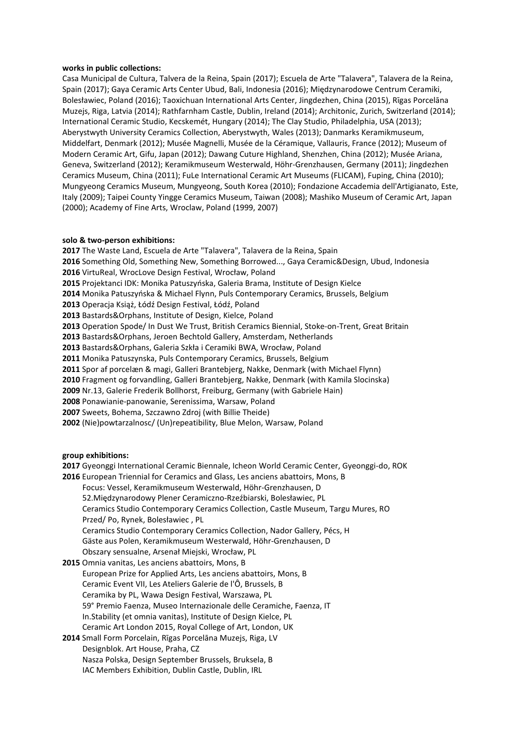**works in public collections:**

Casa Municipal de Cultura, Talvera de la Reina, Spain (2017); Escuela de Arte "Talavera", Talavera de la Reina, Spain (2017); Gaya Ceramic Arts Center Ubud, Bali, Indonesia (2016); Międzynarodowe Centrum Ceramiki, Bolesławiec, Poland (2016); Taoxichuan International Arts Center, Jingdezhen, China (2015), Rīgas Porcelāna Muzejs, Riga, Latvia (2014); Rathfarnham Castle, Dublin, Ireland (2014); Architonic, Zurich, Switzerland (2014); International Ceramic Studio, Kecskemét, Hungary (2014); The Clay Studio, Philadelphia, USA (2013); Aberystwyth University Ceramics Collection, Aberystwyth, Wales (2013); Danmarks Keramikmuseum, Middelfart, Denmark (2012); Musée Magnelli, Musée de la Céramique, Vallauris, France (2012); Museum of Modern Ceramic Art, Gifu, Japan (2012); Dawang Cuture Highland, Shenzhen, China (2012); Musée Ariana, Geneva, Switzerland (2012); Keramikmuseum Westerwald, Höhr-Grenzhausen, Germany (2011); Jingdezhen Ceramics Museum, China (2011); FuLe International Ceramic Art Museums (FLICAM), Fuping, China (2010); Mungyeong Ceramics Museum, Mungyeong, South Korea (2010); Fondazione Accademia dell'Artigianato, Este, Italy (2009); Taipei County Yingge Ceramics Museum, Taiwan (2008); Mashiko Museum of Ceramic Art, Japan (2000); Academy of Fine Arts, Wroclaw, Poland (1999, 2007)

**solo & two-person exhibitions:**

**2017** The Waste Land, Escuela de Arte "Talavera", Talavera de la Reina, Spain
**2016** Something Old, Something New, Something Borrowed..., Gaya Ceramic&Design, Ubud, Indonesia
**2016** VirtuReal, WrocLove Design Festival, Wrocław, Poland
**2015** Projektanci IDK: Monika Patuszyńska, Galeria Brama, Institute of Design Kielce
**2014** Monika Patuszyńska & Michael Flynn, Puls Contemporary Ceramics, Brussels, Belgium
**2013** Operacja Książ, Łódź Design Festival, Łódź, Poland
**2013** Bastards&Orphans, Institute of Design, Kielce, Poland
**2013** Operation Spode/ In Dust We Trust, British Ceramics Biennial, Stoke-on-Trent, Great Britain
**2013** Bastards&Orphans, Jeroen Bechtold Gallery, Amsterdam, Netherlands
**2013** Bastards&Orphans, Galeria Szkła i Ceramiki BWA, Wrocław, Poland
**2011** Monika Patuszynska, Puls Contemporary Ceramics, Brussels, Belgium
**2011** Spor af porcelæn & magi, Galleri Brantebjerg, Nakke, Denmark (with Michael Flynn)
**2010** Fragment og forvandling, Galleri Brantebjerg, Nakke, Denmark (with Kamila Slocinska)
**2009** Nr.13, Galerie Frederik Bollhorst, Freiburg, Germany (with Gabriele Hain)
**2008** Ponawianie-panowanie, Serenissima, Warsaw, Poland
**2007** Sweets, Bohema, Szczawno Zdroj (with Billie Theide)
**2002** (Nie)powtarzalnosc/ (Un)repeatibility, Blue Melon, Warsaw, Poland

**group exhibitions:**

**2017** Gyeonggi International Ceramic Biennale, Icheon World Ceramic Center, Gyeonggi-do, ROK
**2016** European Triennial for Ceramics and Glass, Les anciens abattoirs, Mons, B
Focus: Vessel, Keramikmuseum Westerwald, Höhr-Grenzhausen, D
52.Międzynarodowy Plener Ceramiczno-Rzeźbiarski, Bolesławiec, PL
Ceramics Studio Contemporary Ceramics Collection, Castle Museum, Targu Mures, RO
Przed/ Po, Rynek, Bolesławiec , PL
Ceramics Studio Contemporary Ceramics Collection, Nador Gallery, Pécs, H
Gäste aus Polen, Keramikmuseum Westerwald, Höhr-Grenzhausen, D
Obszary sensualne, Arsenał Miejski, Wrocław, PL
**2015** Omnia vanitas, Les anciens abattoirs, Mons, B
European Prize for Applied Arts, Les anciens abattoirs, Mons, B
Ceramic Event VII, Les Ateliers Galerie de l'Ô, Brussels, B
Ceramika by PL, Wawa Design Festival, Warszawa, PL
59° Premio Faenza, Museo Internazionale delle Ceramiche, Faenza, IT
In.Stability (et omnia vanitas), Institute of Design Kielce, PL
Ceramic Art London 2015, Royal College of Art, London, UK
**2014** Small Form Porcelain, Rīgas Porcelāna Muzejs, Riga, LV
Designblok. Art House, Praha, CZ
Nasza Polska, Design September Brussels, Bruksela, B
IAC Members Exhibition, Dublin Castle, Dublin, IRL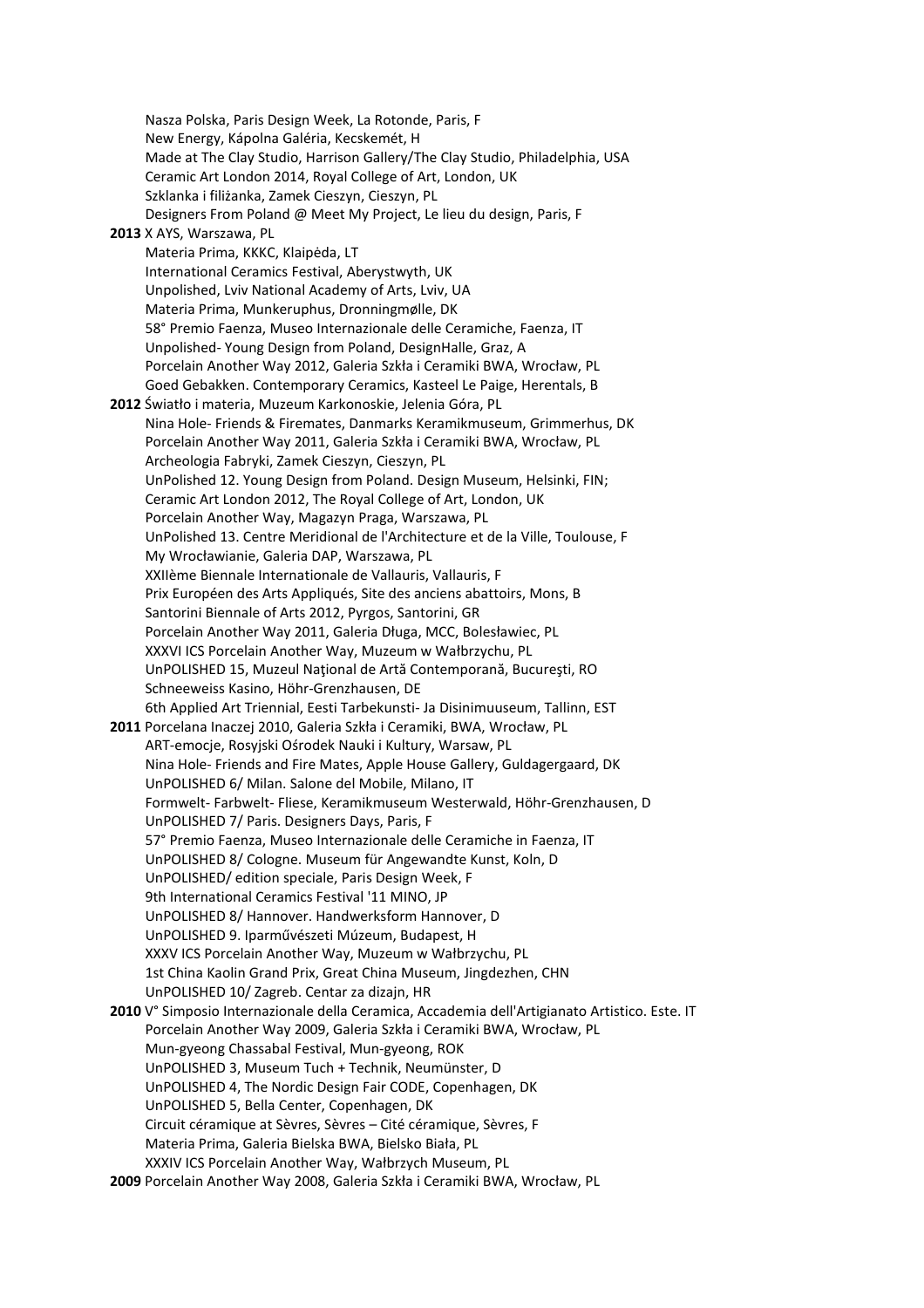Nasza Polska, Paris Design Week, La Rotonde, Paris, F
New Energy, Kápolna Galéria, Kecskemét, H
Made at The Clay Studio, Harrison Gallery/The Clay Studio, Philadelphia, USA
Ceramic Art London 2014, Royal College of Art, London, UK
Szklanka i filiżanka, Zamek Cieszyn, Cieszyn, PL
Designers From Poland @ Meet My Project, Le lieu du design, Paris, F

**2013** X AYS, Warszawa, PL
Materia Prima, KKKC, Klaipėda, LT
International Ceramics Festival, Aberystwyth, UK
Unpolished, Lviv National Academy of Arts, Lviv, UA
Materia Prima, Munkeruphus, Dronningmølle, DK
58° Premio Faenza, Museo Internazionale delle Ceramiche, Faenza, IT
Unpolished- Young Design from Poland, DesignHalle, Graz, A
Porcelain Another Way 2012, Galeria Szkła i Ceramiki BWA, Wrocław, PL
Goed Gebakken. Contemporary Ceramics, Kasteel Le Paige, Herentals, B

**2012** Światło i materia, Muzeum Karkonoskie, Jelenia Góra, PL
Nina Hole- Friends & Firemates, Danmarks Keramikmuseum, Grimmerhus, DK
Porcelain Another Way 2011, Galeria Szkła i Ceramiki BWA, Wrocław, PL
Archeologia Fabryki, Zamek Cieszyn, Cieszyn, PL
UnPolished 12. Young Design from Poland. Design Museum, Helsinki, FIN;
Ceramic Art London 2012, The Royal College of Art, London, UK
Porcelain Another Way, Magazyn Praga, Warszawa, PL
UnPolished 13. Centre Meridional de l'Architecture et de la Ville, Toulouse, F
My Wrocławianie, Galeria DAP, Warszawa, PL
XXIIème Biennale Internationale de Vallauris, Vallauris, F
Prix Européen des Arts Appliqués, Site des anciens abattoirs, Mons, B
Santorini Biennale of Arts 2012, Pyrgos, Santorini, GR
Porcelain Another Way 2011, Galeria Długa, MCC, Bolesławiec, PL
XXXVI ICS Porcelain Another Way, Muzeum w Wałbrzychu, PL
UnPOLISHED 15, Muzeul Naţional de Artă Contemporană, Bucureşti, RO
Schneeweiss Kasino, Höhr-Grenzhausen, DE
6th Applied Art Triennial, Eesti Tarbekunsti- Ja Disinimuuseum, Tallinn, EST

**2011** Porcelana Inaczej 2010, Galeria Szkła i Ceramiki, BWA, Wrocław, PL
ART-emocje, Rosyjski Ośrodek Nauki i Kultury, Warsaw, PL
Nina Hole- Friends and Fire Mates, Apple House Gallery, Guldagergaard, DK
UnPOLISHED 6/ Milan. Salone del Mobile, Milano, IT
Formwelt- Farbwelt- Fliese, Keramikmuseum Westerwald, Höhr-Grenzhausen, D
UnPOLISHED 7/ Paris. Designers Days, Paris, F
57° Premio Faenza, Museo Internazionale delle Ceramiche in Faenza, IT
UnPOLISHED 8/ Cologne. Museum für Angewandte Kunst, Koln, D
UnPOLISHED/ edition speciale, Paris Design Week, F
9th International Ceramics Festival '11 MINO, JP
UnPOLISHED 8/ Hannover. Handwerksform Hannover, D
UnPOLISHED 9. Iparművészeti Múzeum, Budapest, H
XXXV ICS Porcelain Another Way, Muzeum w Wałbrzychu, PL
1st China Kaolin Grand Prix, Great China Museum, Jingdezhen, CHN
UnPOLISHED 10/ Zagreb. Centar za dizajn, HR

**2010** V° Simposio Internazionale della Ceramica, Accademia dell'Artigianato Artistico. Este. IT
Porcelain Another Way 2009, Galeria Szkła i Ceramiki BWA, Wrocław, PL
Mun-gyeong Chassabal Festival, Mun-gyeong, ROK
UnPOLISHED 3, Museum Tuch + Technik, Neumünster, D
UnPOLISHED 4, The Nordic Design Fair CODE, Copenhagen, DK
UnPOLISHED 5, Bella Center, Copenhagen, DK
Circuit céramique at Sèvres, Sèvres – Cité céramique, Sèvres, F
Materia Prima, Galeria Bielska BWA, Bielsko Biała, PL
XXXIV ICS Porcelain Another Way, Wałbrzych Museum, PL

**2009** Porcelain Another Way 2008, Galeria Szkła i Ceramiki BWA, Wrocław, PL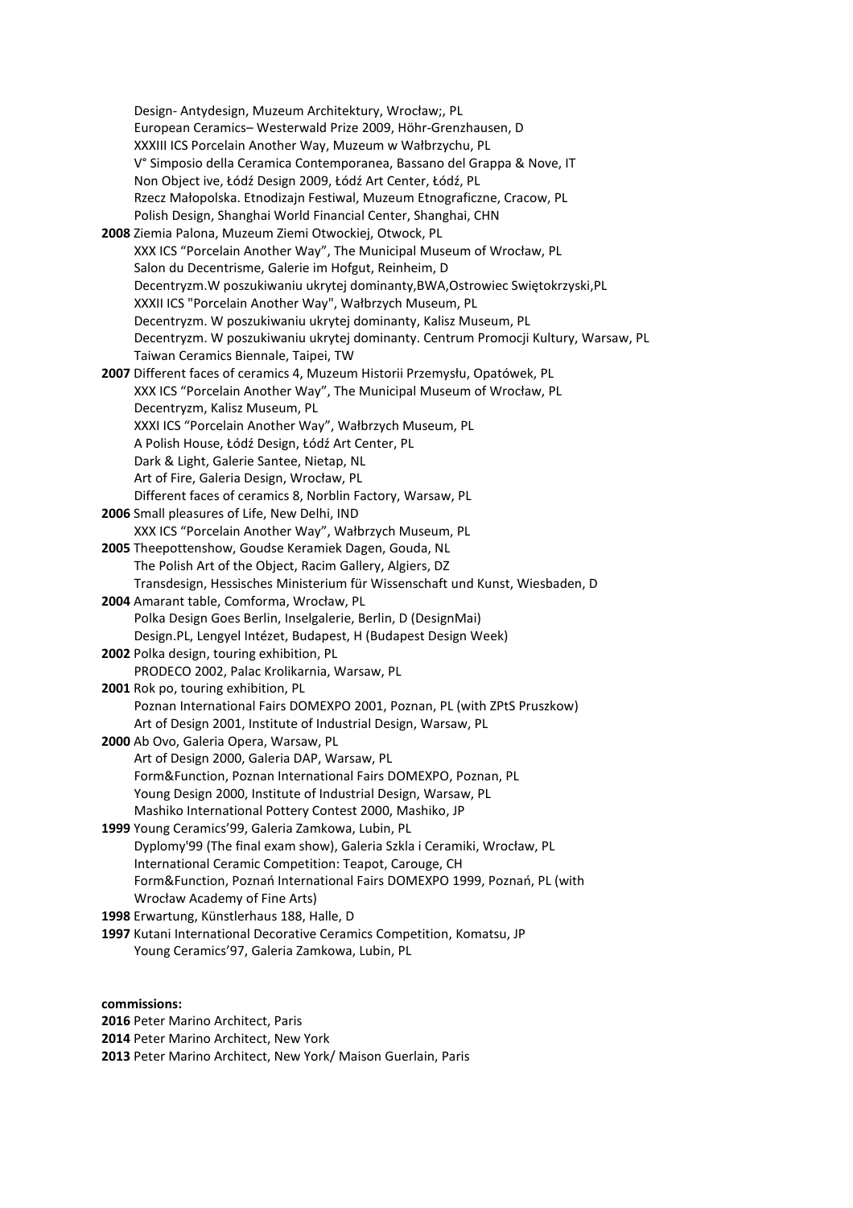Design- Antydesign, Muzeum Architektury, Wrocław;, PL
European Ceramics– Westerwald Prize 2009, Höhr-Grenzhausen, D
XXXIII ICS Porcelain Another Way, Muzeum w Wałbrzychu, PL
V° Simposio della Ceramica Contemporanea, Bassano del Grappa & Nove, IT
Non Object ive, Łódź Design 2009, Łódź Art Center, Łódź, PL
Rzecz Małopolska. Etnodizajn Festiwal, Muzeum Etnograficzne, Cracow, PL
Polish Design, Shanghai World Financial Center, Shanghai, CHN

**2008** Ziemia Palona, Muzeum Ziemi Otwockiej, Otwock, PL
XXX ICS "Porcelain Another Way", The Municipal Museum of Wrocław, PL
Salon du Decentrisme, Galerie im Hofgut, Reinheim, D
Decentryzm.W poszukiwaniu ukrytej dominanty,BWA,Ostrowiec Swiętokrzyski,PL
XXXII ICS "Porcelain Another Way", Wałbrzych Museum, PL
Decentryzm. W poszukiwaniu ukrytej dominanty, Kalisz Museum, PL
Decentryzm. W poszukiwaniu ukrytej dominanty. Centrum Promocji Kultury, Warsaw, PL
Taiwan Ceramics Biennale, Taipei, TW

**2007** Different faces of ceramics 4, Muzeum Historii Przemysłu, Opatówek, PL
XXX ICS "Porcelain Another Way", The Municipal Museum of Wrocław, PL
Decentryzm, Kalisz Museum, PL
XXXI ICS "Porcelain Another Way", Wałbrzych Museum, PL
A Polish House, Łódź Design, Łódź Art Center, PL
Dark & Light, Galerie Santee, Nietap, NL
Art of Fire, Galeria Design, Wrocław, PL
Different faces of ceramics 8, Norblin Factory, Warsaw, PL

**2006** Small pleasures of Life, New Delhi, IND
XXX ICS "Porcelain Another Way", Wałbrzych Museum, PL

**2005** Theepottenshow, Goudse Keramiek Dagen, Gouda, NL
The Polish Art of the Object, Racim Gallery, Algiers, DZ
Transdesign, Hessisches Ministerium für Wissenschaft und Kunst, Wiesbaden, D

**2004** Amarant table, Comforma, Wrocław, PL
Polka Design Goes Berlin, Inselgalerie, Berlin, D (DesignMai)
Design.PL, Lengyel Intézet, Budapest, H (Budapest Design Week)

**2002** Polka design, touring exhibition, PL
PRODECO 2002, Palac Krolikarnia, Warsaw, PL

**2001** Rok po, touring exhibition, PL
Poznan International Fairs DOMEXPO 2001, Poznan, PL (with ZPtS Pruszkow)
Art of Design 2001, Institute of Industrial Design, Warsaw, PL

**2000** Ab Ovo, Galeria Opera, Warsaw, PL
Art of Design 2000, Galeria DAP, Warsaw, PL
Form&Function, Poznan International Fairs DOMEXPO, Poznan, PL
Young Design 2000, Institute of Industrial Design, Warsaw, PL
Mashiko International Pottery Contest 2000, Mashiko, JP

**1999** Young Ceramics'99, Galeria Zamkowa, Lubin, PL
Dyplomy'99 (The final exam show), Galeria Szkla i Ceramiki, Wrocław, PL
International Ceramic Competition: Teapot, Carouge, CH
Form&Function, Poznań International Fairs DOMEXPO 1999, Poznań, PL (with Wrocław Academy of Fine Arts)

**1998** Erwartung, Künstlerhaus 188, Halle, D

**1997** Kutani International Decorative Ceramics Competition, Komatsu, JP
Young Ceramics'97, Galeria Zamkowa, Lubin, PL

**commissions:**

**2016** Peter Marino Architect, Paris
**2014** Peter Marino Architect, New York
**2013** Peter Marino Architect, New York/ Maison Guerlain, Paris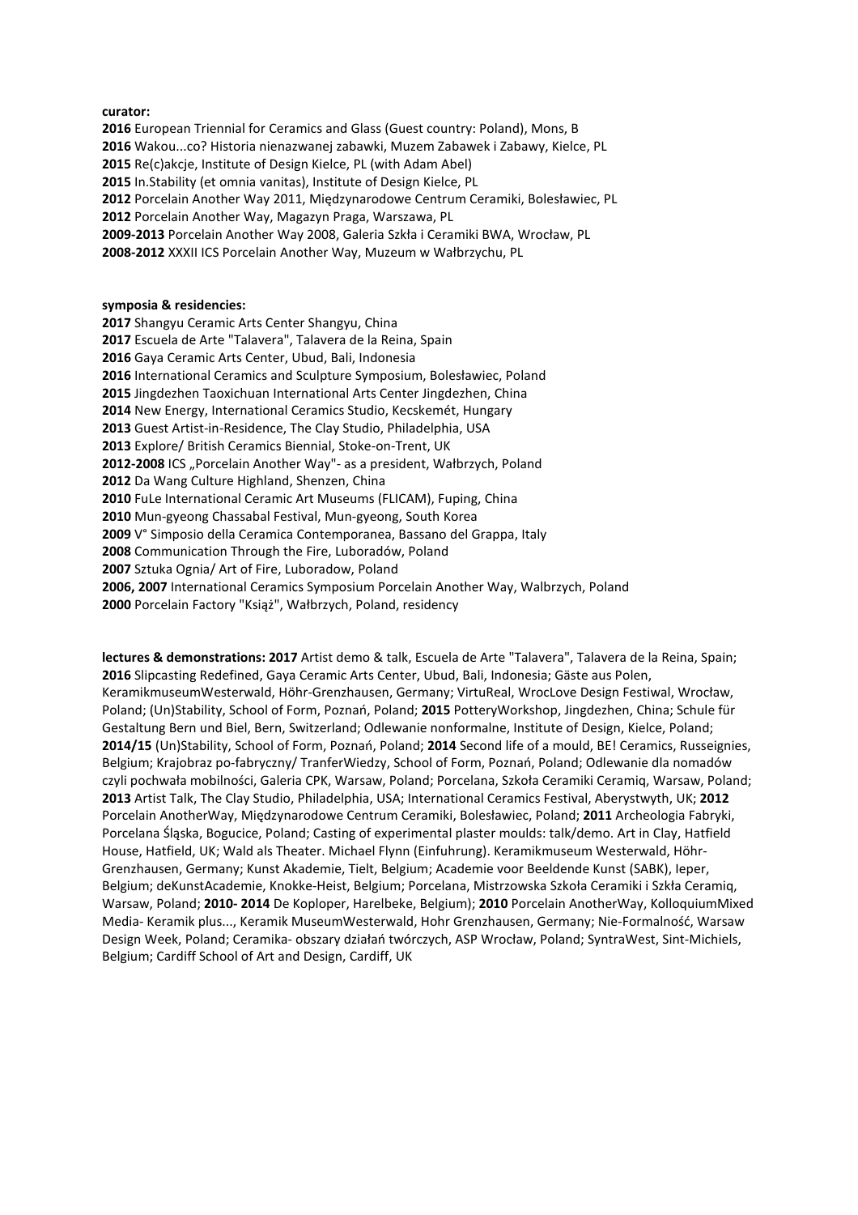**curator:**

**2016** European Triennial for Ceramics and Glass (Guest country: Poland), Mons, B
**2016** Wakou...co? Historia nienazwanej zabawki, Muzem Zabawek i Zabawy, Kielce, PL
**2015** Re(c)akcje, Institute of Design Kielce, PL (with Adam Abel)
**2015** In.Stability (et omnia vanitas), Institute of Design Kielce, PL
**2012** Porcelain Another Way 2011, Międzynarodowe Centrum Ceramiki, Bolesławiec, PL
**2012** Porcelain Another Way, Magazyn Praga, Warszawa, PL
**2009-2013** Porcelain Another Way 2008, Galeria Szkła i Ceramiki BWA, Wrocław, PL
**2008-2012** XXXII ICS Porcelain Another Way, Muzeum w Wałbrzychu, PL

**symposia & residencies:**

**2017** Shangyu Ceramic Arts Center Shangyu, China
**2017** Escuela de Arte "Talavera", Talavera de la Reina, Spain
**2016** Gaya Ceramic Arts Center, Ubud, Bali, Indonesia
**2016** International Ceramics and Sculpture Symposium, Bolesławiec, Poland
**2015** Jingdezhen Taoxichuan International Arts Center Jingdezhen, China
**2014** New Energy, International Ceramics Studio, Kecskemét, Hungary
**2013** Guest Artist-in-Residence, The Clay Studio, Philadelphia, USA
**2013** Explore/ British Ceramics Biennial, Stoke-on-Trent, UK
**2012-2008** ICS „Porcelain Another Way"- as a president, Wałbrzych, Poland
**2012** Da Wang Culture Highland, Shenzen, China
**2010** FuLe International Ceramic Art Museums (FLICAM), Fuping, China
**2010** Mun-gyeong Chassabal Festival, Mun-gyeong, South Korea
**2009** V° Simposio della Ceramica Contemporanea, Bassano del Grappa, Italy
**2008** Communication Through the Fire, Luboradów, Poland
**2007** Sztuka Ognia/ Art of Fire, Luboradow, Poland
**2006, 2007** International Ceramics Symposium Porcelain Another Way, Walbrzych, Poland
**2000** Porcelain Factory "Książ", Wałbrzych, Poland, residency

**lectures & demonstrations: 2017** Artist demo & talk, Escuela de Arte "Talavera", Talavera de la Reina, Spain; **2016** Slipcasting Redefined, Gaya Ceramic Arts Center, Ubud, Bali, Indonesia; Gäste aus Polen, KeramikmuseumWesterwald, Höhr-Grenzhausen, Germany; VirtuReal, WrocLove Design Festiwal, Wrocław, Poland; (Un)Stability, School of Form, Poznań, Poland; **2015** PotteryWorkshop, Jingdezhen, China; Schule für Gestaltung Bern und Biel, Bern, Switzerland; Odlewanie nonformalne, Institute of Design, Kielce, Poland; **2014/15** (Un)Stability, School of Form, Poznań, Poland; **2014** Second life of a mould, BE! Ceramics, Russeignies, Belgium; Krajobraz po-fabryczny/ TranferWiedzy, School of Form, Poznań, Poland; Odlewanie dla nomadów czyli pochwała mobilności, Galeria CPK, Warsaw, Poland; Porcelana, Szkoła Ceramiki Ceramiq, Warsaw, Poland; **2013** Artist Talk, The Clay Studio, Philadelphia, USA; International Ceramics Festival, Aberystwyth, UK; **2012** Porcelain AnotherWay, Międzynarodowe Centrum Ceramiki, Bolesławiec, Poland; **2011** Archeologia Fabryki, Porcelana Śląska, Bogucice, Poland; Casting of experimental plaster moulds: talk/demo. Art in Clay, Hatfield House, Hatfield, UK; Wald als Theater. Michael Flynn (Einfuhrung). Keramikmuseum Westerwald, Höhr-Grenzhausen, Germany; Kunst Akademie, Tielt, Belgium; Academie voor Beeldende Kunst (SABK), Ieper, Belgium; deKunstAcademie, Knokke-Heist, Belgium; Porcelana, Mistrzowska Szkoła Ceramiki i Szkła Ceramiq, Warsaw, Poland; **2010- 2014** De Koploper, Harelbeke, Belgium); **2010** Porcelain AnotherWay, KolloquiumMixed Media- Keramik plus..., Keramik MuseumWesterwald, Hohr Grenzhausen, Germany; Nie-Formalność, Warsaw Design Week, Poland; Ceramika- obszary działań twórczych, ASP Wrocław, Poland; SyntraWest, Sint-Michiels, Belgium; Cardiff School of Art and Design, Cardiff, UK